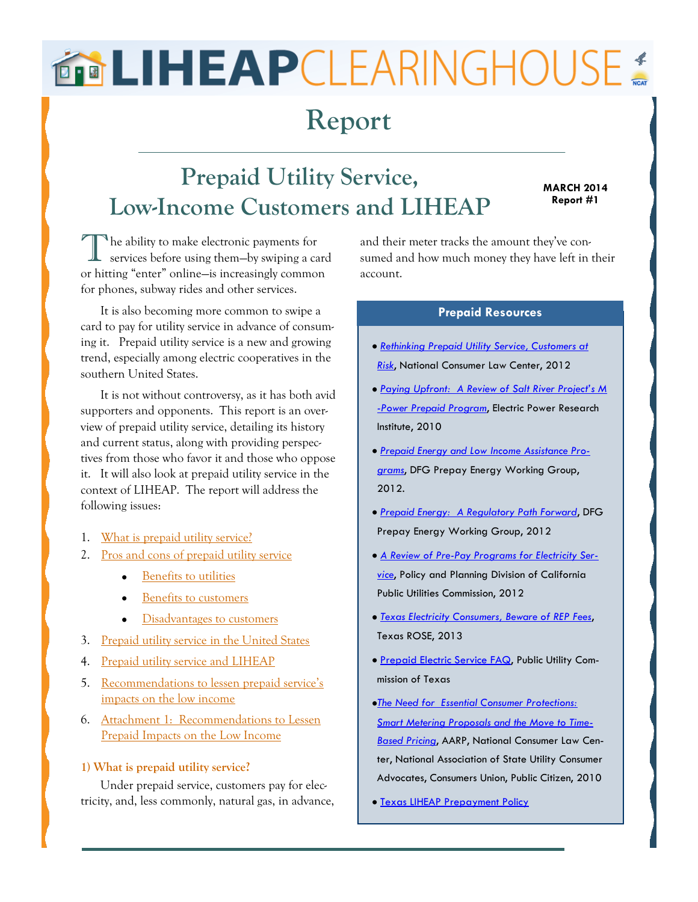# LIHEAP CLEARINGHOUSE

# Report

## Prepaid Utility Service, Low-Income Customers and LIHEAP

**MARCH 2014**
**Report #1**

The ability to make electronic payments for services before using them—by swiping a card or hitting "enter" online—is increasingly common for phones, subway rides and other services.

It is also becoming more common to swipe a card to pay for utility service in advance of consuming it. Prepaid utility service is a new and growing trend, especially among electric cooperatives in the southern United States.

It is not without controversy, as it has both avid supporters and opponents. This report is an overview of prepaid utility service, detailing its history and current status, along with providing perspectives from those who favor it and those who oppose it. It will also look at prepaid utility service in the context of LIHEAP. The report will address the following issues:

1. What is prepaid utility service?
2. Pros and cons of prepaid utility service
   - Benefits to utilities
   - Benefits to customers
   - Disadvantages to customers
3. Prepaid utility service in the United States
4. Prepaid utility service and LIHEAP
5. Recommendations to lessen prepaid service's impacts on the low income
6. Attachment 1: Recommendations to Lessen Prepaid Impacts on the Low Income

### 1) What is prepaid utility service?

Under prepaid service, customers pay for electricity, and, less commonly, natural gas, in advance, and their meter tracks the amount they've consumed and how much money they have left in their account.

**Prepaid Resources**

- *Rethinking Prepaid Utility Service, Customers at Risk*, National Consumer Law Center, 2012
- *Paying Upfront: A Review of Salt River Project's M-Power Prepaid Program*, Electric Power Research Institute, 2010
- *Prepaid Energy and Low Income Assistance Programs*, DFG Prepay Energy Working Group, 2012.
- *Prepaid Energy: A Regulatory Path Forward*, DFG Prepay Energy Working Group, 2012
- *A Review of Pre-Pay Programs for Electricity Service*, Policy and Planning Division of California Public Utilities Commission, 2012
- *Texas Electricity Consumers, Beware of REP Fees*, Texas ROSE, 2013
- Prepaid Electric Service FAQ, Public Utility Commission of Texas
- *The Need for Essential Consumer Protections: Smart Metering Proposals and the Move to Time-Based Pricing*, AARP, National Consumer Law Center, National Association of State Utility Consumer Advocates, Consumers Union, Public Citizen, 2010
- Texas LIHEAP Prepayment Policy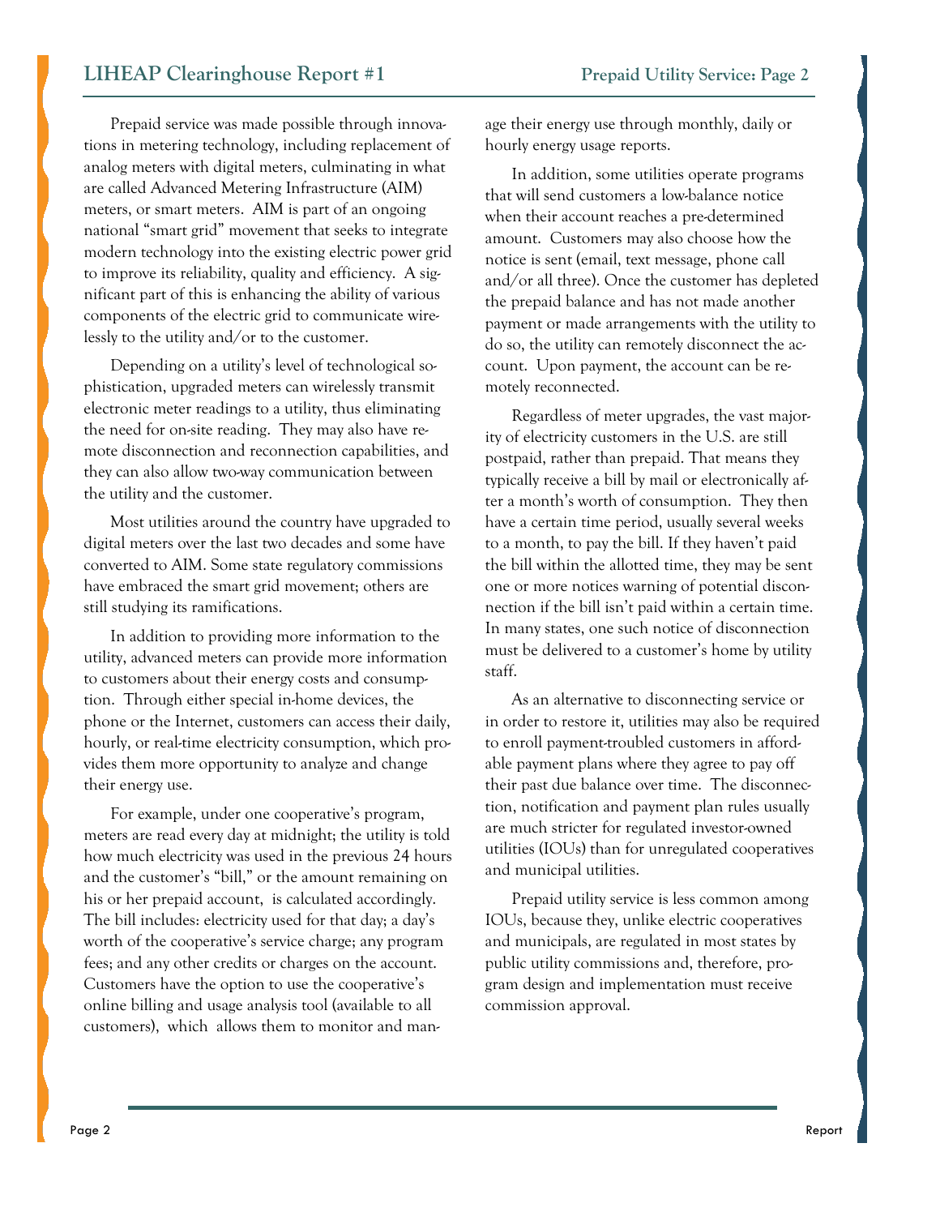Prepaid service was made possible through innovations in metering technology, including replacement of analog meters with digital meters, culminating in what are called Advanced Metering Infrastructure (AIM) meters, or smart meters. AIM is part of an ongoing national "smart grid" movement that seeks to integrate modern technology into the existing electric power grid to improve its reliability, quality and efficiency. A significant part of this is enhancing the ability of various components of the electric grid to communicate wirelessly to the utility and/or to the customer.

Depending on a utility's level of technological sophistication, upgraded meters can wirelessly transmit electronic meter readings to a utility, thus eliminating the need for on-site reading. They may also have remote disconnection and reconnection capabilities, and they can also allow two-way communication between the utility and the customer.

Most utilities around the country have upgraded to digital meters over the last two decades and some have converted to AIM. Some state regulatory commissions have embraced the smart grid movement; others are still studying its ramifications.

In addition to providing more information to the utility, advanced meters can provide more information to customers about their energy costs and consumption. Through either special in-home devices, the phone or the Internet, customers can access their daily, hourly, or real-time electricity consumption, which provides them more opportunity to analyze and change their energy use.

For example, under one cooperative's program, meters are read every day at midnight; the utility is told how much electricity was used in the previous 24 hours and the customer's "bill," or the amount remaining on his or her prepaid account, is calculated accordingly. The bill includes: electricity used for that day; a day's worth of the cooperative's service charge; any program fees; and any other credits or charges on the account. Customers have the option to use the cooperative's online billing and usage analysis tool (available to all customers), which allows them to monitor and manage their energy use through monthly, daily or hourly energy usage reports.

In addition, some utilities operate programs that will send customers a low-balance notice when their account reaches a pre-determined amount. Customers may also choose how the notice is sent (email, text message, phone call and/or all three). Once the customer has depleted the prepaid balance and has not made another payment or made arrangements with the utility to do so, the utility can remotely disconnect the account. Upon payment, the account can be remotely reconnected.

Regardless of meter upgrades, the vast majority of electricity customers in the U.S. are still postpaid, rather than prepaid. That means they typically receive a bill by mail or electronically after a month's worth of consumption. They then have a certain time period, usually several weeks to a month, to pay the bill. If they haven't paid the bill within the allotted time, they may be sent one or more notices warning of potential disconnection if the bill isn't paid within a certain time. In many states, one such notice of disconnection must be delivered to a customer's home by utility staff.

As an alternative to disconnecting service or in order to restore it, utilities may also be required to enroll payment-troubled customers in affordable payment plans where they agree to pay off their past due balance over time. The disconnection, notification and payment plan rules usually are much stricter for regulated investor-owned utilities (IOUs) than for unregulated cooperatives and municipal utilities.

Prepaid utility service is less common among IOUs, because they, unlike electric cooperatives and municipals, are regulated in most states by public utility commissions and, therefore, program design and implementation must receive commission approval.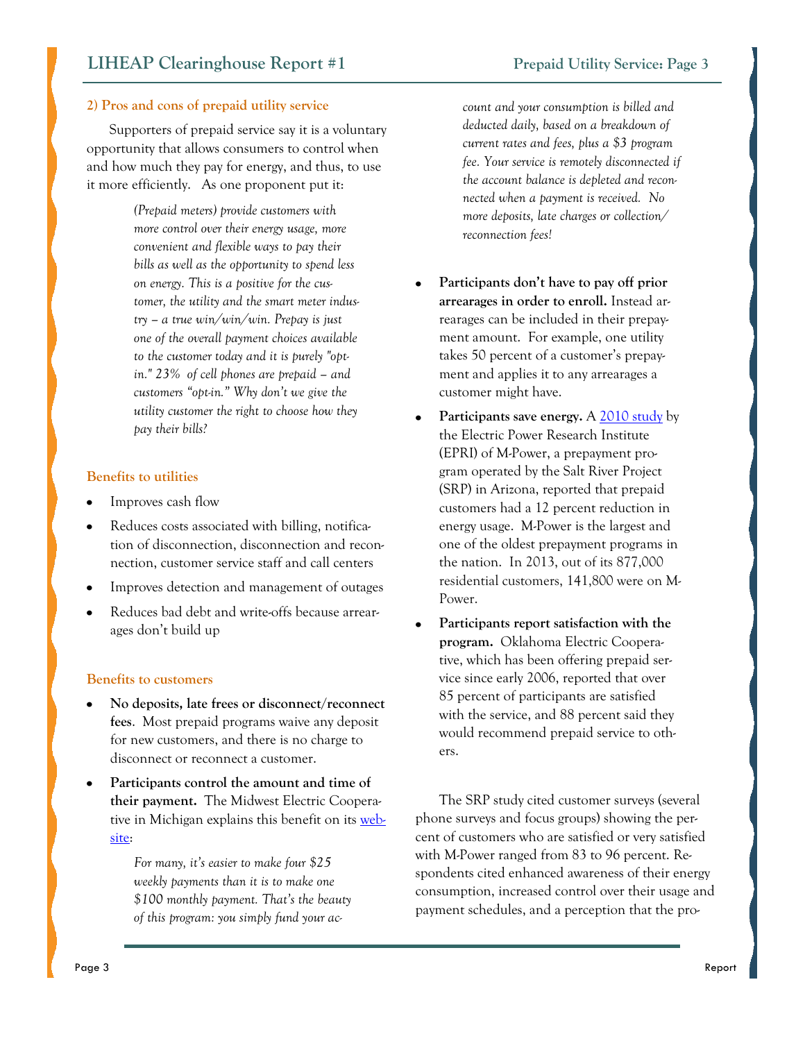### 2) Pros and cons of prepaid utility service

Supporters of prepaid service say it is a voluntary opportunity that allows consumers to control when and how much they pay for energy, and thus, to use it more efficiently. As one proponent put it:

> *(Prepaid meters) provide customers with more control over their energy usage, more convenient and flexible ways to pay their bills as well as the opportunity to spend less on energy. This is a positive for the customer, the utility and the smart meter industry – a true win/win/win. Prepay is just one of the overall payment choices available to the customer today and it is purely "opt-in." 23% of cell phones are prepaid – and customers "opt-in." Why don't we give the utility customer the right to choose how they pay their bills?*

### Benefits to utilities

- Improves cash flow
- Reduces costs associated with billing, notification of disconnection, disconnection and reconnection, customer service staff and call centers
- Improves detection and management of outages
- Reduces bad debt and write-offs because arrearages don't build up

### Benefits to customers

- **No deposits, late frees or disconnect/reconnect fees**. Most prepaid programs waive any deposit for new customers, and there is no charge to disconnect or reconnect a customer.
- **Participants control the amount and time of their payment.** The Midwest Electric Cooperative in Michigan explains this benefit on its [website](website):

  > *For many, it's easier to make four $25 weekly payments than it is to make one $100 monthly payment. That's the beauty of this program: you simply fund your account and your consumption is billed and deducted daily, based on a breakdown of current rates and fees, plus a $3 program fee. Your service is remotely disconnected if the account balance is depleted and reconnected when a payment is received. No more deposits, late charges or collection/reconnection fees!*

- **Participants don't have to pay off prior arrearages in order to enroll.** Instead arrearages can be included in their prepayment amount. For example, one utility takes 50 percent of a customer's prepayment and applies it to any arrearages a customer might have.
- **Participants save energy.** A [2010 study](2010 study) by the Electric Power Research Institute (EPRI) of M-Power, a prepayment program operated by the Salt River Project (SRP) in Arizona, reported that prepaid customers had a 12 percent reduction in energy usage. M-Power is the largest and one of the oldest prepayment programs in the nation. In 2013, out of its 877,000 residential customers, 141,800 were on M-Power.
- **Participants report satisfaction with the program.** Oklahoma Electric Cooperative, which has been offering prepaid service since early 2006, reported that over 85 percent of participants are satisfied with the service, and 88 percent said they would recommend prepaid service to others.

The SRP study cited customer surveys (several phone surveys and focus groups) showing the percent of customers who are satisfied or very satisfied with M-Power ranged from 83 to 96 percent. Respondents cited enhanced awareness of their energy consumption, increased control over their usage and payment schedules, and a perception that the pro-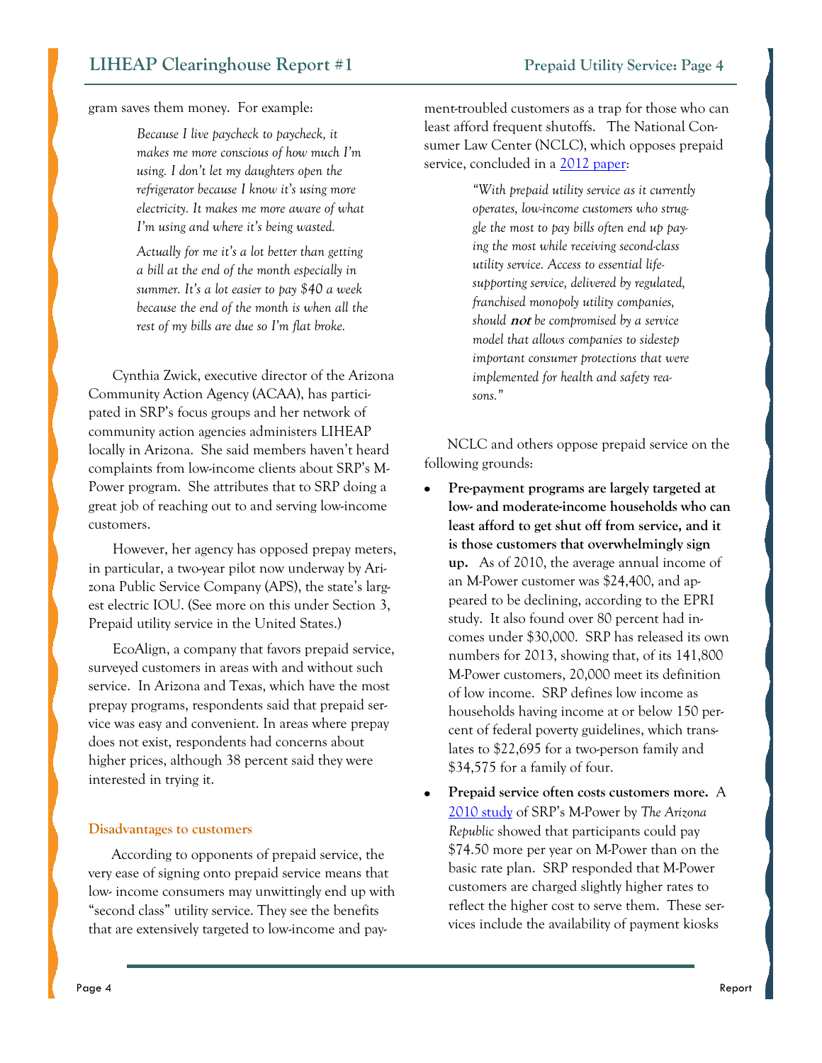gram saves them money. For example:

> *Because I live paycheck to paycheck, it makes me more conscious of how much I'm using. I don't let my daughters open the refrigerator because I know it's using more electricity. It makes me more aware of what I'm using and where it's being wasted.*
>
> *Actually for me it's a lot better than getting a bill at the end of the month especially in summer. It's a lot easier to pay $40 a week because the end of the month is when all the rest of my bills are due so I'm flat broke.*

Cynthia Zwick, executive director of the Arizona Community Action Agency (ACAA), has participated in SRP's focus groups and her network of community action agencies administers LIHEAP locally in Arizona. She said members haven't heard complaints from low-income clients about SRP's M-Power program. She attributes that to SRP doing a great job of reaching out to and serving low-income customers.

However, her agency has opposed prepay meters, in particular, a two-year pilot now underway by Arizona Public Service Company (APS), the state's largest electric IOU. (See more on this under Section 3, Prepaid utility service in the United States.)

EcoAlign, a company that favors prepaid service, surveyed customers in areas with and without such service. In Arizona and Texas, which have the most prepay programs, respondents said that prepaid service was easy and convenient. In areas where prepay does not exist, respondents had concerns about higher prices, although 38 percent said they were interested in trying it.

### Disadvantages to customers

According to opponents of prepaid service, the very ease of signing onto prepaid service means that low- income consumers may unwittingly end up with "second class" utility service. They see the benefits that are extensively targeted to low-income and payment-troubled customers as a trap for those who can least afford frequent shutoffs. The National Consumer Law Center (NCLC), which opposes prepaid service, concluded in a 2012 paper:

> *"With prepaid utility service as it currently operates, low-income customers who struggle the most to pay bills often end up paying the most while receiving second-class utility service. Access to essential life-supporting service, delivered by regulated, franchised monopoly utility companies, should **not** be compromised by a service model that allows companies to sidestep important consumer protections that were implemented for health and safety reasons."*

NCLC and others oppose prepaid service on the following grounds:

- **Pre-payment programs are largely targeted at low- and moderate-income households who can least afford to get shut off from service, and it is those customers that overwhelmingly sign up.** As of 2010, the average annual income of an M-Power customer was $24,400, and appeared to be declining, according to the EPRI study. It also found over 80 percent had incomes under $30,000. SRP has released its own numbers for 2013, showing that, of its 141,800 M-Power customers, 20,000 meet its definition of low income. SRP defines low income as households having income at or below 150 percent of federal poverty guidelines, which translates to $22,695 for a two-person family and $34,575 for a family of four.
- **Prepaid service often costs customers more.** A 2010 study of SRP's M-Power by *The Arizona Republic* showed that participants could pay $74.50 more per year on M-Power than on the basic rate plan. SRP responded that M-Power customers are charged slightly higher rates to reflect the higher cost to serve them. These services include the availability of payment kiosks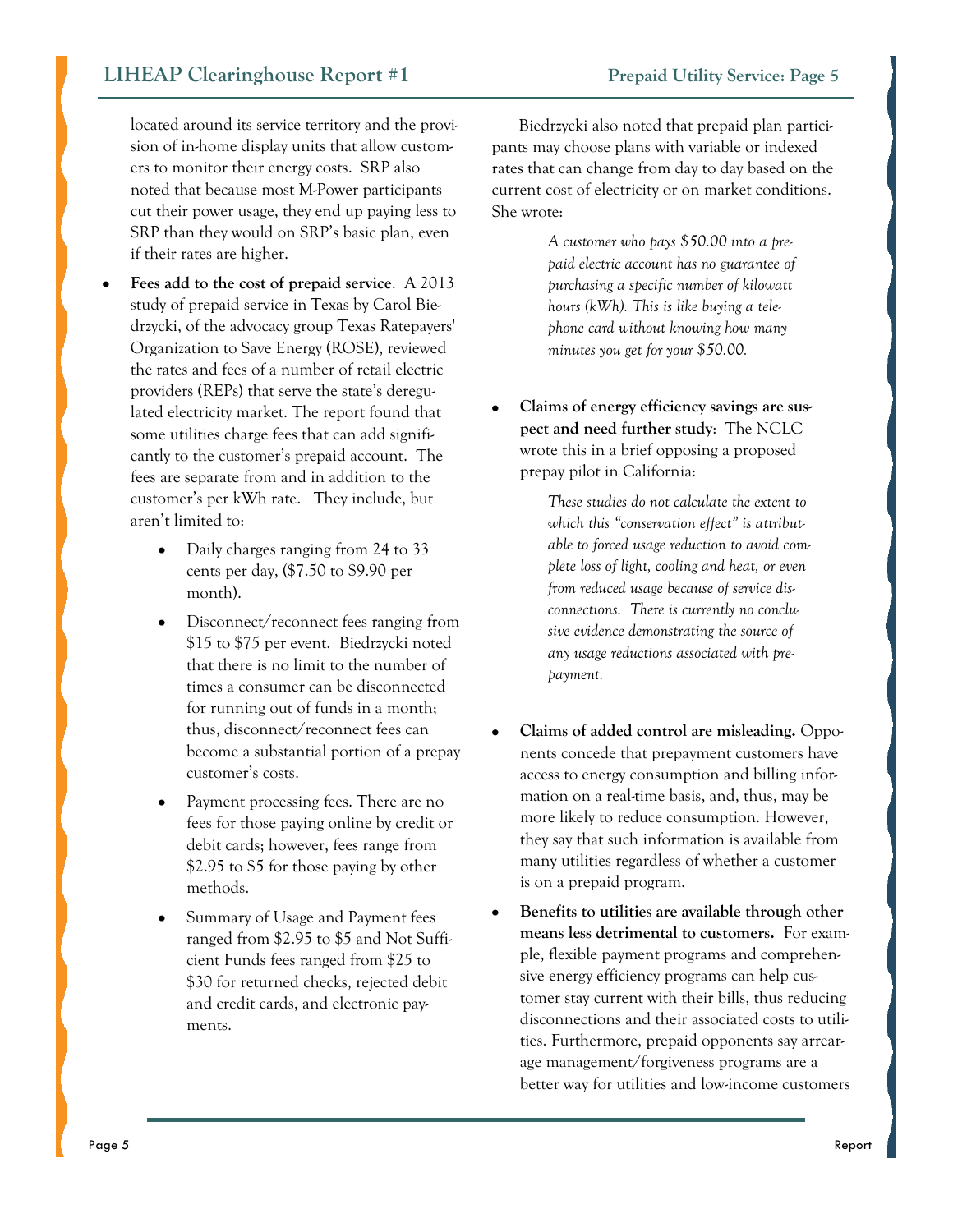located around its service territory and the provision of in-home display units that allow customers to monitor their energy costs. SRP also noted that because most M-Power participants cut their power usage, they end up paying less to SRP than they would on SRP's basic plan, even if their rates are higher.

- **Fees add to the cost of prepaid service**. A 2013 study of prepaid service in Texas by Carol Biedrzycki, of the advocacy group Texas Ratepayers' Organization to Save Energy (ROSE), reviewed the rates and fees of a number of retail electric providers (REPs) that serve the state's deregulated electricity market. The report found that some utilities charge fees that can add significantly to the customer's prepaid account. The fees are separate from and in addition to the customer's per kWh rate. They include, but aren't limited to:
    - Daily charges ranging from 24 to 33 cents per day, ($7.50 to $9.90 per month).
    - Disconnect/reconnect fees ranging from $15 to $75 per event. Biedrzycki noted that there is no limit to the number of times a consumer can be disconnected for running out of funds in a month; thus, disconnect/reconnect fees can become a substantial portion of a prepay customer's costs.
    - Payment processing fees. There are no fees for those paying online by credit or debit cards; however, fees range from $2.95 to $5 for those paying by other methods.
    - Summary of Usage and Payment fees ranged from $2.95 to $5 and Not Sufficient Funds fees ranged from $25 to $30 for returned checks, rejected debit and credit cards, and electronic payments.

Biedrzycki also noted that prepaid plan participants may choose plans with variable or indexed rates that can change from day to day based on the current cost of electricity or on market conditions. She wrote:

> *A customer who pays $50.00 into a prepaid electric account has no guarantee of purchasing a specific number of kilowatt hours (kWh). This is like buying a telephone card without knowing how many minutes you get for your $50.00.*

- **Claims of energy efficiency savings are suspect and need further study**: The NCLC wrote this in a brief opposing a proposed prepay pilot in California:

> *These studies do not calculate the extent to which this "conservation effect" is attributable to forced usage reduction to avoid complete loss of light, cooling and heat, or even from reduced usage because of service disconnections. There is currently no conclusive evidence demonstrating the source of any usage reductions associated with prepayment.*

- **Claims of added control are misleading.** Opponents concede that prepayment customers have access to energy consumption and billing information on a real-time basis, and, thus, may be more likely to reduce consumption. However, they say that such information is available from many utilities regardless of whether a customer is on a prepaid program.
- **Benefits to utilities are available through other means less detrimental to customers.** For example, flexible payment programs and comprehensive energy efficiency programs can help customer stay current with their bills, thus reducing disconnections and their associated costs to utilities. Furthermore, prepaid opponents say arrearage management/forgiveness programs are a better way for utilities and low-income customers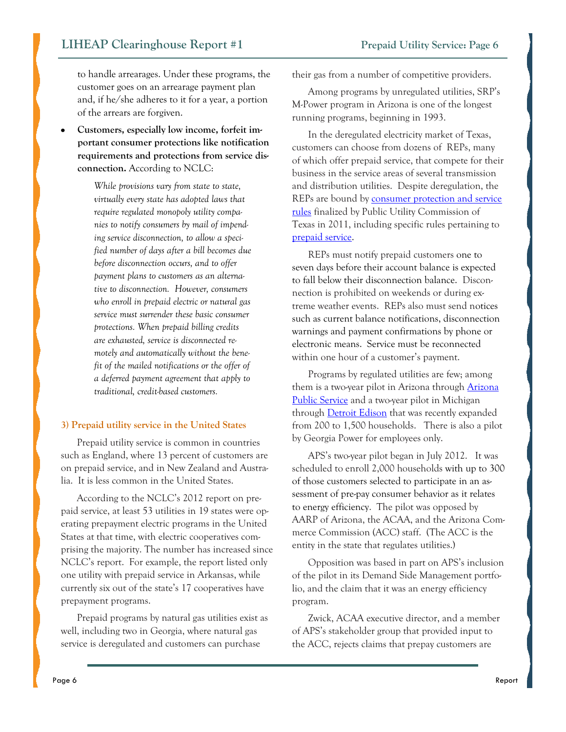to handle arrearages. Under these programs, the customer goes on an arrearage payment plan and, if he/she adheres to it for a year, a portion of the arrears are forgiven.

- **Customers, especially low income, forfeit important consumer protections like notification requirements and protections from service disconnection.** According to NCLC:

> *While provisions vary from state to state, virtually every state has adopted laws that require regulated monopoly utility companies to notify consumers by mail of impending service disconnection, to allow a specified number of days after a bill becomes due before disconnection occurs, and to offer payment plans to customers as an alternative to disconnection. However, consumers who enroll in prepaid electric or natural gas service must surrender these basic consumer protections. When prepaid billing credits are exhausted, service is disconnected remotely and automatically without the benefit of the mailed notifications or the offer of a deferred payment agreement that apply to traditional, credit-based customers.*

### 3) Prepaid utility service in the United States

Prepaid utility service is common in countries such as England, where 13 percent of customers are on prepaid service, and in New Zealand and Australia. It is less common in the United States.

According to the NCLC's 2012 report on prepaid service, at least 53 utilities in 19 states were operating prepayment electric programs in the United States at that time, with electric cooperatives comprising the majority. The number has increased since NCLC's report. For example, the report listed only one utility with prepaid service in Arkansas, while currently six out of the state's 17 cooperatives have prepayment programs.

Prepaid programs by natural gas utilities exist as well, including two in Georgia, where natural gas service is deregulated and customers can purchase their gas from a number of competitive providers.

Among programs by unregulated utilities, SRP's M-Power program in Arizona is one of the longest running programs, beginning in 1993.

In the deregulated electricity market of Texas, customers can choose from dozens of REPs, many of which offer prepaid service, that compete for their business in the service areas of several transmission and distribution utilities. Despite deregulation, the REPs are bound by consumer protection and service rules finalized by Public Utility Commission of Texas in 2011, including specific rules pertaining to prepaid service.

REPs must notify prepaid customers one to seven days before their account balance is expected to fall below their disconnection balance. Disconnection is prohibited on weekends or during extreme weather events. REPs also must send notices such as current balance notifications, disconnection warnings and payment confirmations by phone or electronic means. Service must be reconnected within one hour of a customer's payment.

Programs by regulated utilities are few; among them is a two-year pilot in Arizona through Arizona Public Service and a two-year pilot in Michigan through Detroit Edison that was recently expanded from 200 to 1,500 households. There is also a pilot by Georgia Power for employees only.

APS's two-year pilot began in July 2012. It was scheduled to enroll 2,000 households with up to 300 of those customers selected to participate in an assessment of pre-pay consumer behavior as it relates to energy efficiency. The pilot was opposed by AARP of Arizona, the ACAA, and the Arizona Commerce Commission (ACC) staff. (The ACC is the entity in the state that regulates utilities.)

Opposition was based in part on APS's inclusion of the pilot in its Demand Side Management portfolio, and the claim that it was an energy efficiency program.

Zwick, ACAA executive director, and a member of APS's stakeholder group that provided input to the ACC, rejects claims that prepay customers are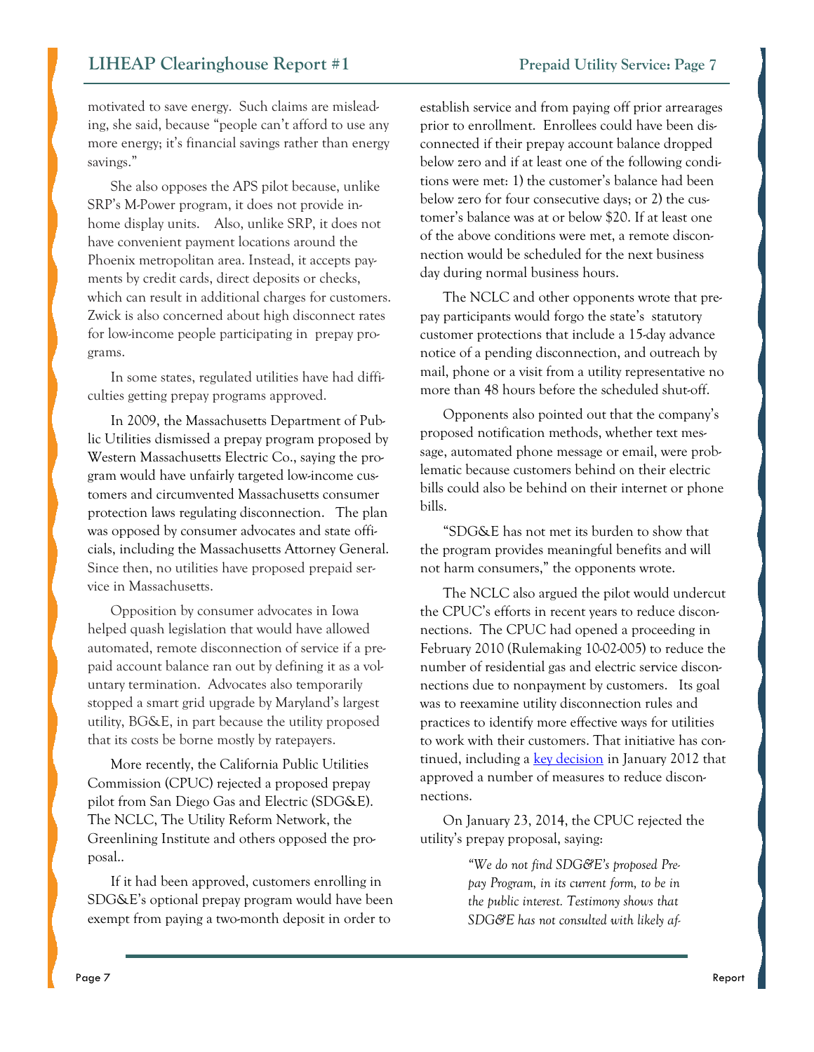motivated to save energy. Such claims are misleading, she said, because "people can't afford to use any more energy; it's financial savings rather than energy savings."

She also opposes the APS pilot because, unlike SRP's M-Power program, it does not provide in-home display units. Also, unlike SRP, it does not have convenient payment locations around the Phoenix metropolitan area. Instead, it accepts payments by credit cards, direct deposits or checks, which can result in additional charges for customers. Zwick is also concerned about high disconnect rates for low-income people participating in prepay programs.

In some states, regulated utilities have had difficulties getting prepay programs approved.

In 2009, the Massachusetts Department of Public Utilities dismissed a prepay program proposed by Western Massachusetts Electric Co., saying the program would have unfairly targeted low-income customers and circumvented Massachusetts consumer protection laws regulating disconnection. The plan was opposed by consumer advocates and state officials, including the Massachusetts Attorney General. Since then, no utilities have proposed prepaid service in Massachusetts.

Opposition by consumer advocates in Iowa helped quash legislation that would have allowed automated, remote disconnection of service if a prepaid account balance ran out by defining it as a voluntary termination. Advocates also temporarily stopped a smart grid upgrade by Maryland's largest utility, BG&E, in part because the utility proposed that its costs be borne mostly by ratepayers.

More recently, the California Public Utilities Commission (CPUC) rejected a proposed prepay pilot from San Diego Gas and Electric (SDG&E). The NCLC, The Utility Reform Network, the Greenlining Institute and others opposed the proposal..

If it had been approved, customers enrolling in SDG&E's optional prepay program would have been exempt from paying a two-month deposit in order to establish service and from paying off prior arrearages prior to enrollment. Enrollees could have been disconnected if their prepay account balance dropped below zero and if at least one of the following conditions were met: 1) the customer's balance had been below zero for four consecutive days; or 2) the customer's balance was at or below $20. If at least one of the above conditions were met, a remote disconnection would be scheduled for the next business day during normal business hours.

The NCLC and other opponents wrote that prepay participants would forgo the state's statutory customer protections that include a 15-day advance notice of a pending disconnection, and outreach by mail, phone or a visit from a utility representative no more than 48 hours before the scheduled shut-off.

Opponents also pointed out that the company's proposed notification methods, whether text message, automated phone message or email, were problematic because customers behind on their electric bills could also be behind on their internet or phone bills.

"SDG&E has not met its burden to show that the program provides meaningful benefits and will not harm consumers," the opponents wrote.

The NCLC also argued the pilot would undercut the CPUC's efforts in recent years to reduce disconnections. The CPUC had opened a proceeding in February 2010 (Rulemaking 10-02-005) to reduce the number of residential gas and electric service disconnections due to nonpayment by customers. Its goal was to reexamine utility disconnection rules and practices to identify more effective ways for utilities to work with their customers. That initiative has continued, including a key decision in January 2012 that approved a number of measures to reduce disconnections.

On January 23, 2014, the CPUC rejected the utility's prepay proposal, saying:

> *"We do not find SDG&E's proposed Prepay Program, in its current form, to be in the public interest. Testimony shows that SDG&E has not consulted with likely af-*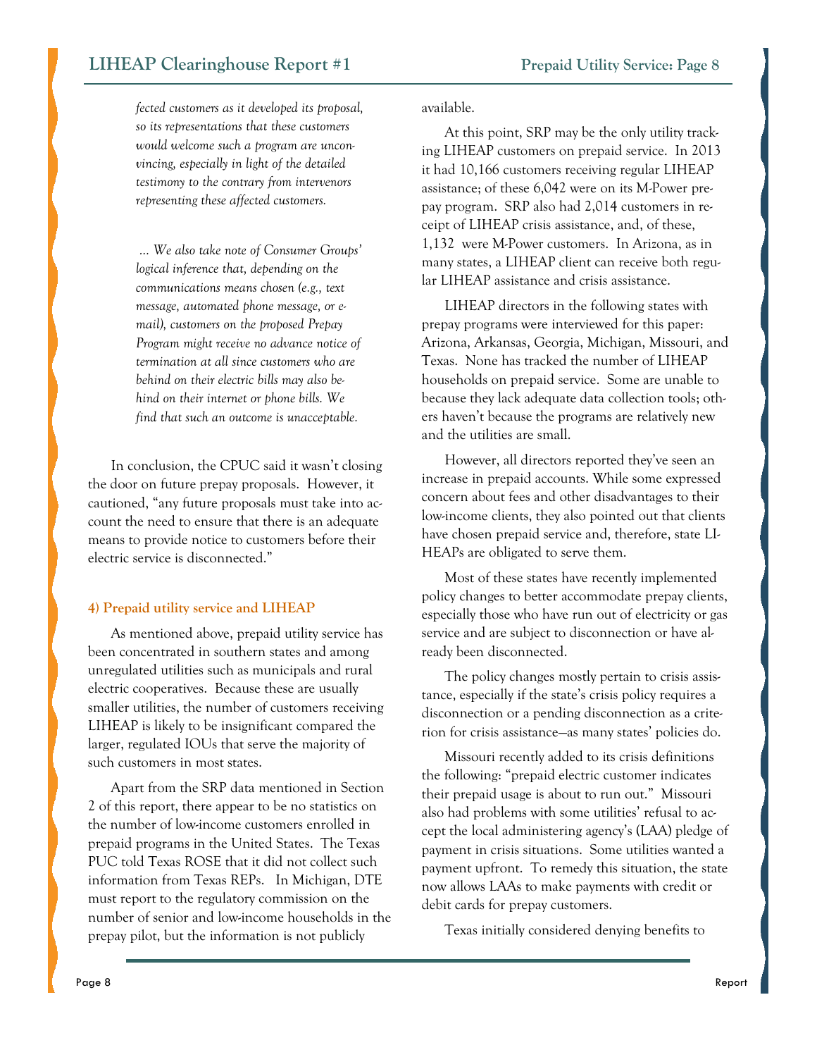*fected customers as it developed its proposal, so its representations that these customers would welcome such a program are unconvincing, especially in light of the detailed testimony to the contrary from intervenors representing these affected customers.*

*... We also take note of Consumer Groups' logical inference that, depending on the communications means chosen (e.g., text message, automated phone message, or e-mail), customers on the proposed Prepay Program might receive no advance notice of termination at all since customers who are behind on their electric bills may also behind on their internet or phone bills. We find that such an outcome is unacceptable.*

In conclusion, the CPUC said it wasn't closing the door on future prepay proposals. However, it cautioned, "any future proposals must take into account the need to ensure that there is an adequate means to provide notice to customers before their electric service is disconnected."

#### 4) Prepaid utility service and LIHEAP

As mentioned above, prepaid utility service has been concentrated in southern states and among unregulated utilities such as municipals and rural electric cooperatives. Because these are usually smaller utilities, the number of customers receiving LIHEAP is likely to be insignificant compared the larger, regulated IOUs that serve the majority of such customers in most states.

Apart from the SRP data mentioned in Section 2 of this report, there appear to be no statistics on the number of low-income customers enrolled in prepaid programs in the United States. The Texas PUC told Texas ROSE that it did not collect such information from Texas REPs. In Michigan, DTE must report to the regulatory commission on the number of senior and low-income households in the prepay pilot, but the information is not publicly available.

At this point, SRP may be the only utility tracking LIHEAP customers on prepaid service. In 2013 it had 10,166 customers receiving regular LIHEAP assistance; of these 6,042 were on its M-Power prepay program. SRP also had 2,014 customers in receipt of LIHEAP crisis assistance, and, of these, 1,132 were M-Power customers. In Arizona, as in many states, a LIHEAP client can receive both regular LIHEAP assistance and crisis assistance.

LIHEAP directors in the following states with prepay programs were interviewed for this paper: Arizona, Arkansas, Georgia, Michigan, Missouri, and Texas. None has tracked the number of LIHEAP households on prepaid service. Some are unable to because they lack adequate data collection tools; others haven't because the programs are relatively new and the utilities are small.

However, all directors reported they've seen an increase in prepaid accounts. While some expressed concern about fees and other disadvantages to their low-income clients, they also pointed out that clients have chosen prepaid service and, therefore, state LIHEAPs are obligated to serve them.

Most of these states have recently implemented policy changes to better accommodate prepay clients, especially those who have run out of electricity or gas service and are subject to disconnection or have already been disconnected.

The policy changes mostly pertain to crisis assistance, especially if the state's crisis policy requires a disconnection or a pending disconnection as a criterion for crisis assistance—as many states' policies do.

Missouri recently added to its crisis definitions the following: "prepaid electric customer indicates their prepaid usage is about to run out." Missouri also had problems with some utilities' refusal to accept the local administering agency's (LAA) pledge of payment in crisis situations. Some utilities wanted a payment upfront. To remedy this situation, the state now allows LAAs to make payments with credit or debit cards for prepay customers.

Texas initially considered denying benefits to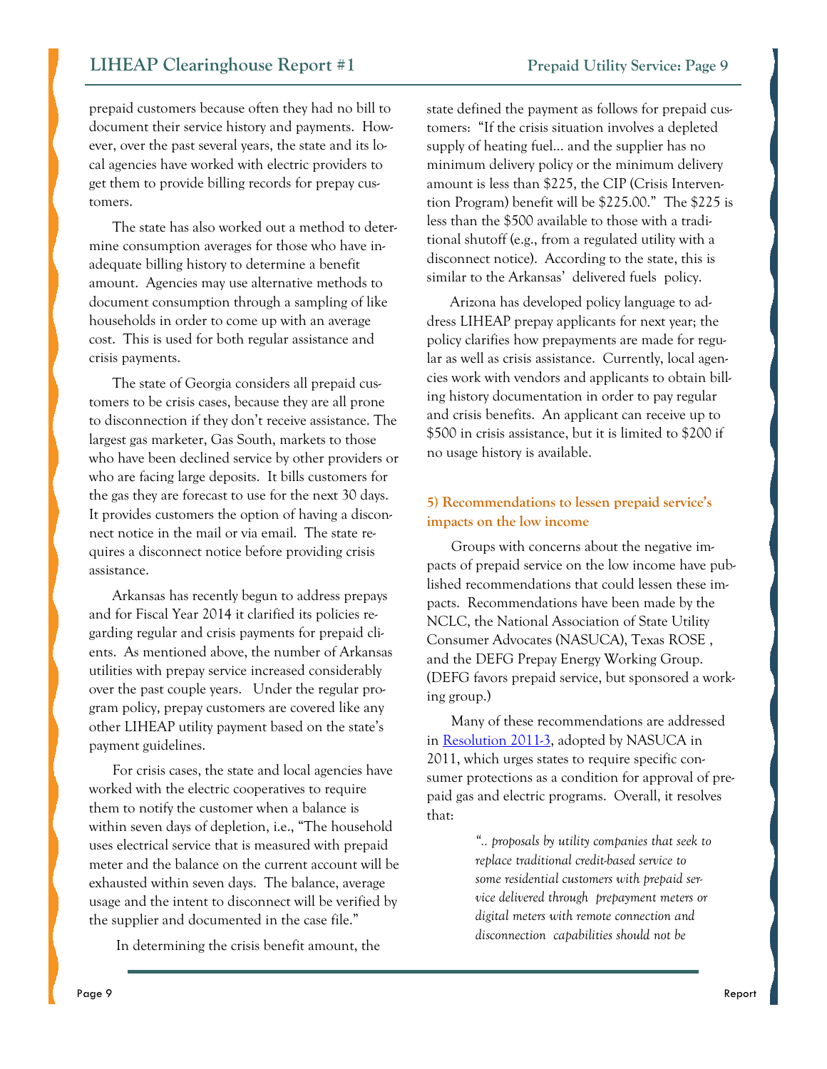prepaid customers because often they had no bill to document their service history and payments. However, over the past several years, the state and its local agencies have worked with electric providers to get them to provide billing records for prepay customers.

The state has also worked out a method to determine consumption averages for those who have inadequate billing history to determine a benefit amount. Agencies may use alternative methods to document consumption through a sampling of like households in order to come up with an average cost. This is used for both regular assistance and crisis payments.

The state of Georgia considers all prepaid customers to be crisis cases, because they are all prone to disconnection if they don't receive assistance. The largest gas marketer, Gas South, markets to those who have been declined service by other providers or who are facing large deposits. It bills customers for the gas they are forecast to use for the next 30 days. It provides customers the option of having a disconnect notice in the mail or via email. The state requires a disconnect notice before providing crisis assistance.

Arkansas has recently begun to address prepays and for Fiscal Year 2014 it clarified its policies regarding regular and crisis payments for prepaid clients. As mentioned above, the number of Arkansas utilities with prepay service increased considerably over the past couple years. Under the regular program policy, prepay customers are covered like any other LIHEAP utility payment based on the state's payment guidelines.

For crisis cases, the state and local agencies have worked with the electric cooperatives to require them to notify the customer when a balance is within seven days of depletion, i.e., "The household uses electrical service that is measured with prepaid meter and the balance on the current account will be exhausted within seven days. The balance, average usage and the intent to disconnect will be verified by the supplier and documented in the case file."

In determining the crisis benefit amount, the state defined the payment as follows for prepaid customers: "If the crisis situation involves a depleted supply of heating fuel… and the supplier has no minimum delivery policy or the minimum delivery amount is less than $225, the CIP (Crisis Intervention Program) benefit will be $225.00." The $225 is less than the $500 available to those with a traditional shutoff (e.g., from a regulated utility with a disconnect notice). According to the state, this is similar to the Arkansas' delivered fuels policy.

Arizona has developed policy language to address LIHEAP prepay applicants for next year; the policy clarifies how prepayments are made for regular as well as crisis assistance. Currently, local agencies work with vendors and applicants to obtain billing history documentation in order to pay regular and crisis benefits. An applicant can receive up to $500 in crisis assistance, but it is limited to $200 if no usage history is available.

### 5) Recommendations to lessen prepaid service's impacts on the low income

Groups with concerns about the negative impacts of prepaid service on the low income have published recommendations that could lessen these impacts. Recommendations have been made by the NCLC, the National Association of State Utility Consumer Advocates (NASUCA), Texas ROSE , and the DEFG Prepay Energy Working Group. (DEFG favors prepaid service, but sponsored a working group.)

Many of these recommendations are addressed in Resolution 2011-3, adopted by NASUCA in 2011, which urges states to require specific consumer protections as a condition for approval of prepaid gas and electric programs. Overall, it resolves that:

> *".. proposals by utility companies that seek to replace traditional credit-based service to some residential customers with prepaid service delivered through prepayment meters or digital meters with remote connection and disconnection capabilities should not be*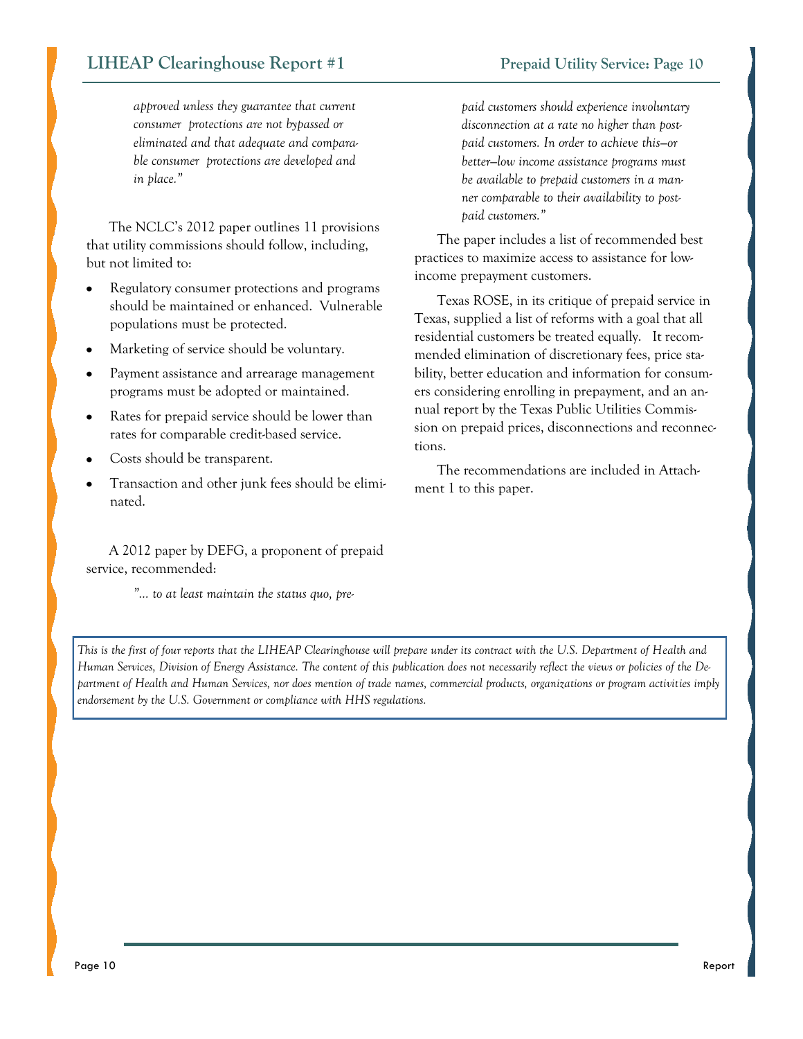*approved unless they guarantee that current consumer protections are not bypassed or eliminated and that adequate and comparable consumer protections are developed and in place."*

The NCLC's 2012 paper outlines 11 provisions that utility commissions should follow, including, but not limited to:

- Regulatory consumer protections and programs should be maintained or enhanced. Vulnerable populations must be protected.
- Marketing of service should be voluntary.
- Payment assistance and arrearage management programs must be adopted or maintained.
- Rates for prepaid service should be lower than rates for comparable credit-based service.
- Costs should be transparent.
- Transaction and other junk fees should be eliminated.

A 2012 paper by DEFG, a proponent of prepaid service, recommended:

*"... to at least maintain the status quo, prepaid customers should experience involuntary disconnection at a rate no higher than postpaid customers. In order to achieve this—or better—low income assistance programs must be available to prepaid customers in a manner comparable to their availability to postpaid customers."*

The paper includes a list of recommended best practices to maximize access to assistance for low-income prepayment customers.

Texas ROSE, in its critique of prepaid service in Texas, supplied a list of reforms with a goal that all residential customers be treated equally. It recommended elimination of discretionary fees, price stability, better education and information for consumers considering enrolling in prepayment, and an annual report by the Texas Public Utilities Commission on prepaid prices, disconnections and reconnections.

The recommendations are included in Attachment 1 to this paper.

*This is the first of four reports that the LIHEAP Clearinghouse will prepare under its contract with the U.S. Department of Health and Human Services, Division of Energy Assistance. The content of this publication does not necessarily reflect the views or policies of the Department of Health and Human Services, nor does mention of trade names, commercial products, organizations or program activities imply endorsement by the U.S. Government or compliance with HHS regulations.*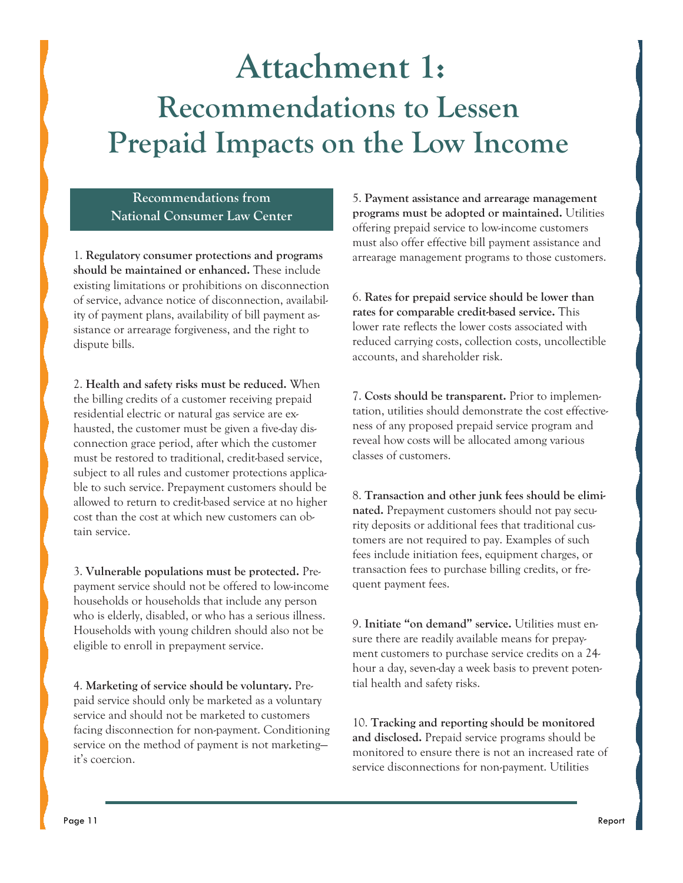# Attachment 1:

## Recommendations to Lessen Prepaid Impacts on the Low Income

### Recommendations from National Consumer Law Center

1. **Regulatory consumer protections and programs should be maintained or enhanced.** These include existing limitations or prohibitions on disconnection of service, advance notice of disconnection, availability of payment plans, availability of bill payment assistance or arrearage forgiveness, and the right to dispute bills.

2. **Health and safety risks must be reduced.** When the billing credits of a customer receiving prepaid residential electric or natural gas service are exhausted, the customer must be given a five-day disconnection grace period, after which the customer must be restored to traditional, credit-based service, subject to all rules and customer protections applicable to such service. Prepayment customers should be allowed to return to credit-based service at no higher cost than the cost at which new customers can obtain service.

3. **Vulnerable populations must be protected.** Prepayment service should not be offered to low-income households or households that include any person who is elderly, disabled, or who has a serious illness. Households with young children should also not be eligible to enroll in prepayment service.

4. **Marketing of service should be voluntary.** Prepaid service should only be marketed as a voluntary service and should not be marketed to customers facing disconnection for non-payment. Conditioning service on the method of payment is not marketing—it's coercion.

5. **Payment assistance and arrearage management programs must be adopted or maintained.** Utilities offering prepaid service to low-income customers must also offer effective bill payment assistance and arrearage management programs to those customers.

6. **Rates for prepaid service should be lower than rates for comparable credit-based service.** This lower rate reflects the lower costs associated with reduced carrying costs, collection costs, uncollectible accounts, and shareholder risk.

7. **Costs should be transparent.** Prior to implementation, utilities should demonstrate the cost effectiveness of any proposed prepaid service program and reveal how costs will be allocated among various classes of customers.

8. **Transaction and other junk fees should be eliminated.** Prepayment customers should not pay security deposits or additional fees that traditional customers are not required to pay. Examples of such fees include initiation fees, equipment charges, or transaction fees to purchase billing credits, or frequent payment fees.

9. **Initiate "on demand" service.** Utilities must ensure there are readily available means for prepayment customers to purchase service credits on a 24-hour a day, seven-day a week basis to prevent potential health and safety risks.

10. **Tracking and reporting should be monitored and disclosed.** Prepaid service programs should be monitored to ensure there is not an increased rate of service disconnections for non-payment. Utilities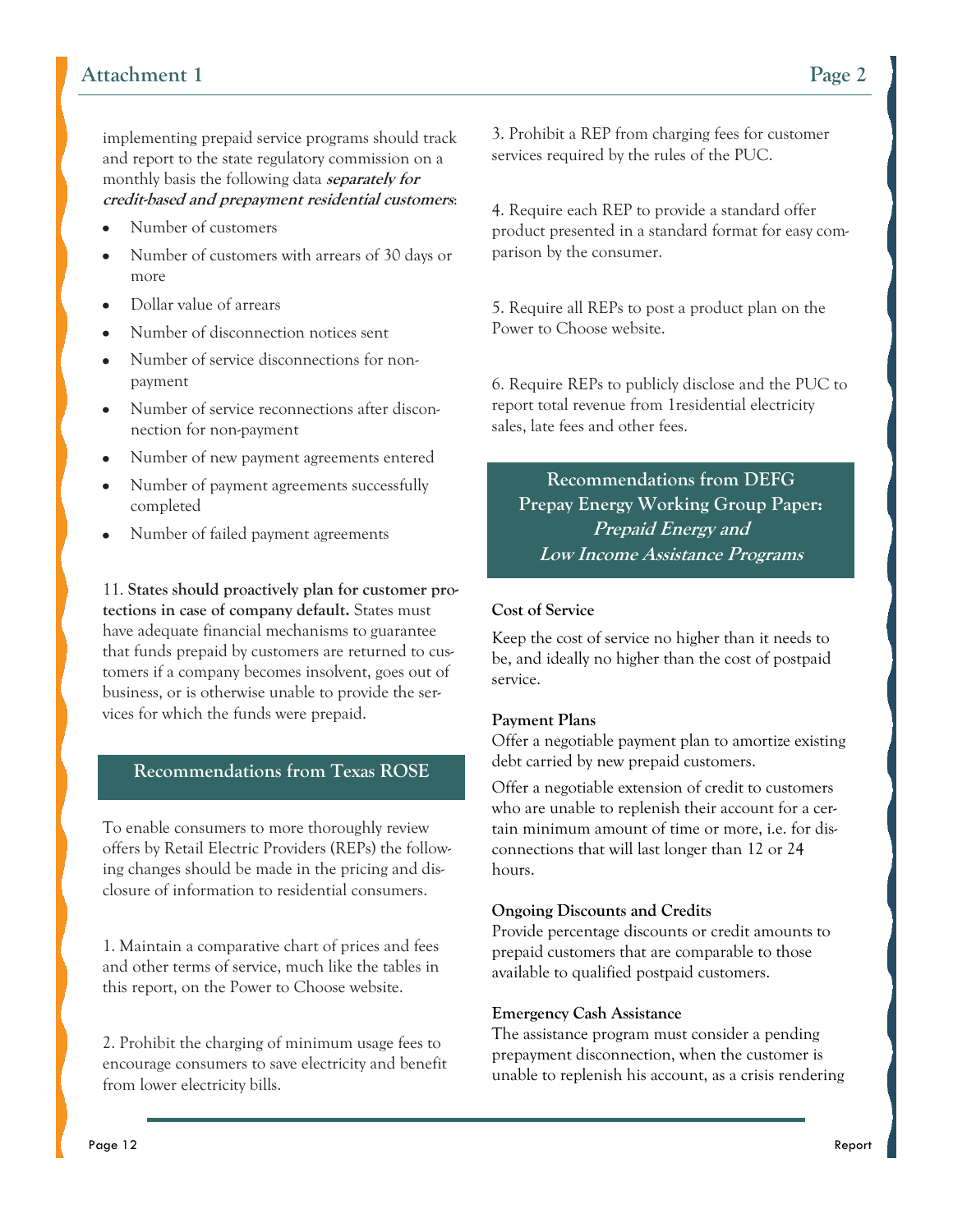implementing prepaid service programs should track and report to the state regulatory commission on a monthly basis the following data ***separately for credit-based and prepayment residential customers***:

- Number of customers
- Number of customers with arrears of 30 days or more
- Dollar value of arrears
- Number of disconnection notices sent
- Number of service disconnections for non-payment
- Number of service reconnections after disconnection for non-payment
- Number of new payment agreements entered
- Number of payment agreements successfully completed
- Number of failed payment agreements

11. **States should proactively plan for customer protections in case of company default.** States must have adequate financial mechanisms to guarantee that funds prepaid by customers are returned to customers if a company becomes insolvent, goes out of business, or is otherwise unable to provide the services for which the funds were prepaid.

## Recommendations from Texas ROSE

To enable consumers to more thoroughly review offers by Retail Electric Providers (REPs) the following changes should be made in the pricing and disclosure of information to residential consumers.

1. Maintain a comparative chart of prices and fees and other terms of service, much like the tables in this report, on the Power to Choose website.

2. Prohibit the charging of minimum usage fees to encourage consumers to save electricity and benefit from lower electricity bills.

3. Prohibit a REP from charging fees for customer services required by the rules of the PUC.

4. Require each REP to provide a standard offer product presented in a standard format for easy comparison by the consumer.

5. Require all REPs to post a product plan on the Power to Choose website.

6. Require REPs to publicly disclose and the PUC to report total revenue from 1residential electricity sales, late fees and other fees.

## Recommendations from DEFG Prepay Energy Working Group Paper: *Prepaid Energy and Low Income Assistance Programs*

**Cost of Service**

Keep the cost of service no higher than it needs to be, and ideally no higher than the cost of postpaid service.

**Payment Plans**

Offer a negotiable payment plan to amortize existing debt carried by new prepaid customers.

Offer a negotiable extension of credit to customers who are unable to replenish their account for a certain minimum amount of time or more, i.e. for disconnections that will last longer than 12 or 24 hours.

**Ongoing Discounts and Credits**

Provide percentage discounts or credit amounts to prepaid customers that are comparable to those available to qualified postpaid customers.

**Emergency Cash Assistance**

The assistance program must consider a pending prepayment disconnection, when the customer is unable to replenish his account, as a crisis rendering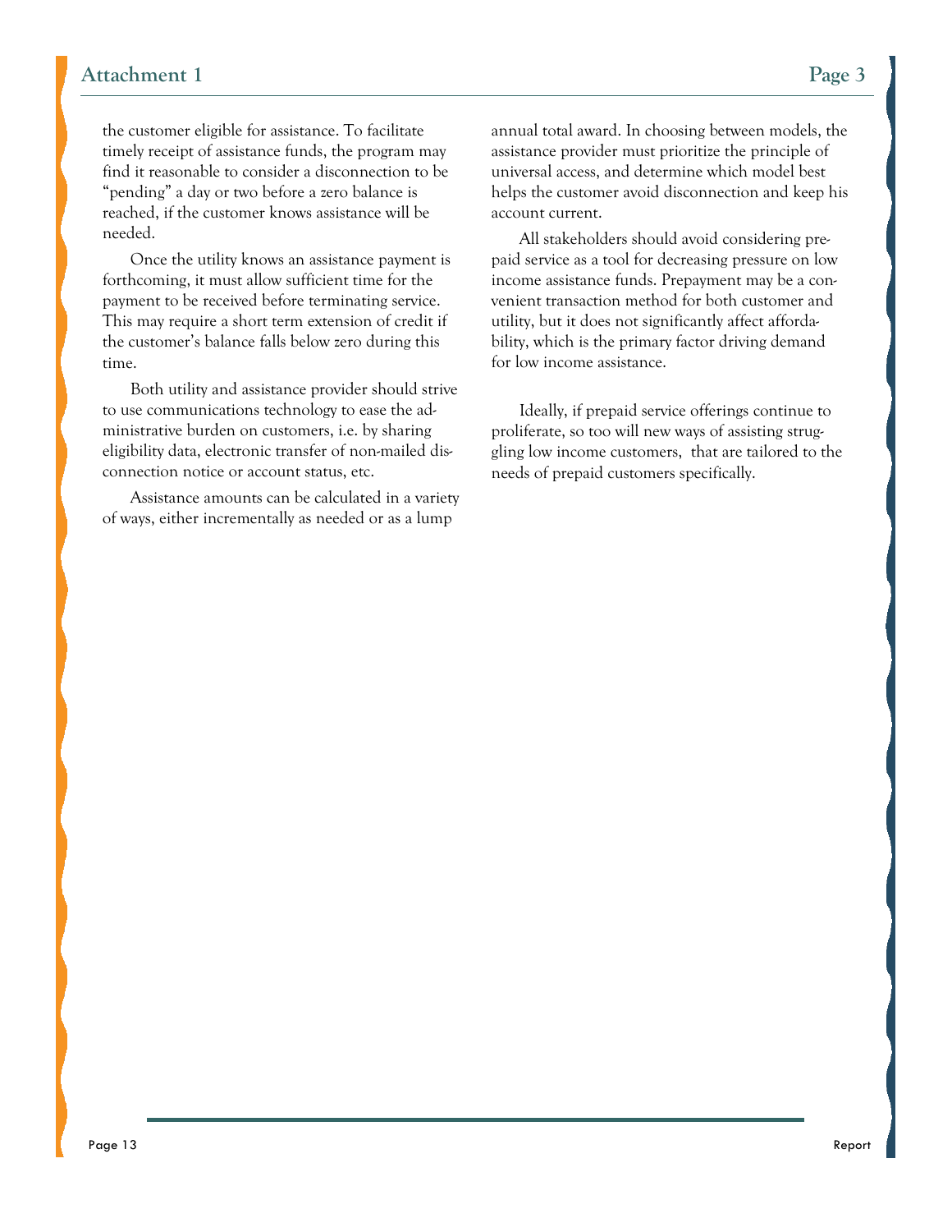the customer eligible for assistance. To facilitate timely receipt of assistance funds, the program may find it reasonable to consider a disconnection to be "pending" a day or two before a zero balance is reached, if the customer knows assistance will be needed.

Once the utility knows an assistance payment is forthcoming, it must allow sufficient time for the payment to be received before terminating service. This may require a short term extension of credit if the customer's balance falls below zero during this time.

Both utility and assistance provider should strive to use communications technology to ease the administrative burden on customers, i.e. by sharing eligibility data, electronic transfer of non-mailed disconnection notice or account status, etc.

Assistance amounts can be calculated in a variety of ways, either incrementally as needed or as a lump annual total award. In choosing between models, the assistance provider must prioritize the principle of universal access, and determine which model best helps the customer avoid disconnection and keep his account current.

All stakeholders should avoid considering prepaid service as a tool for decreasing pressure on low income assistance funds. Prepayment may be a convenient transaction method for both customer and utility, but it does not significantly affect affordability, which is the primary factor driving demand for low income assistance.

Ideally, if prepaid service offerings continue to proliferate, so too will new ways of assisting struggling low income customers, that are tailored to the needs of prepaid customers specifically.